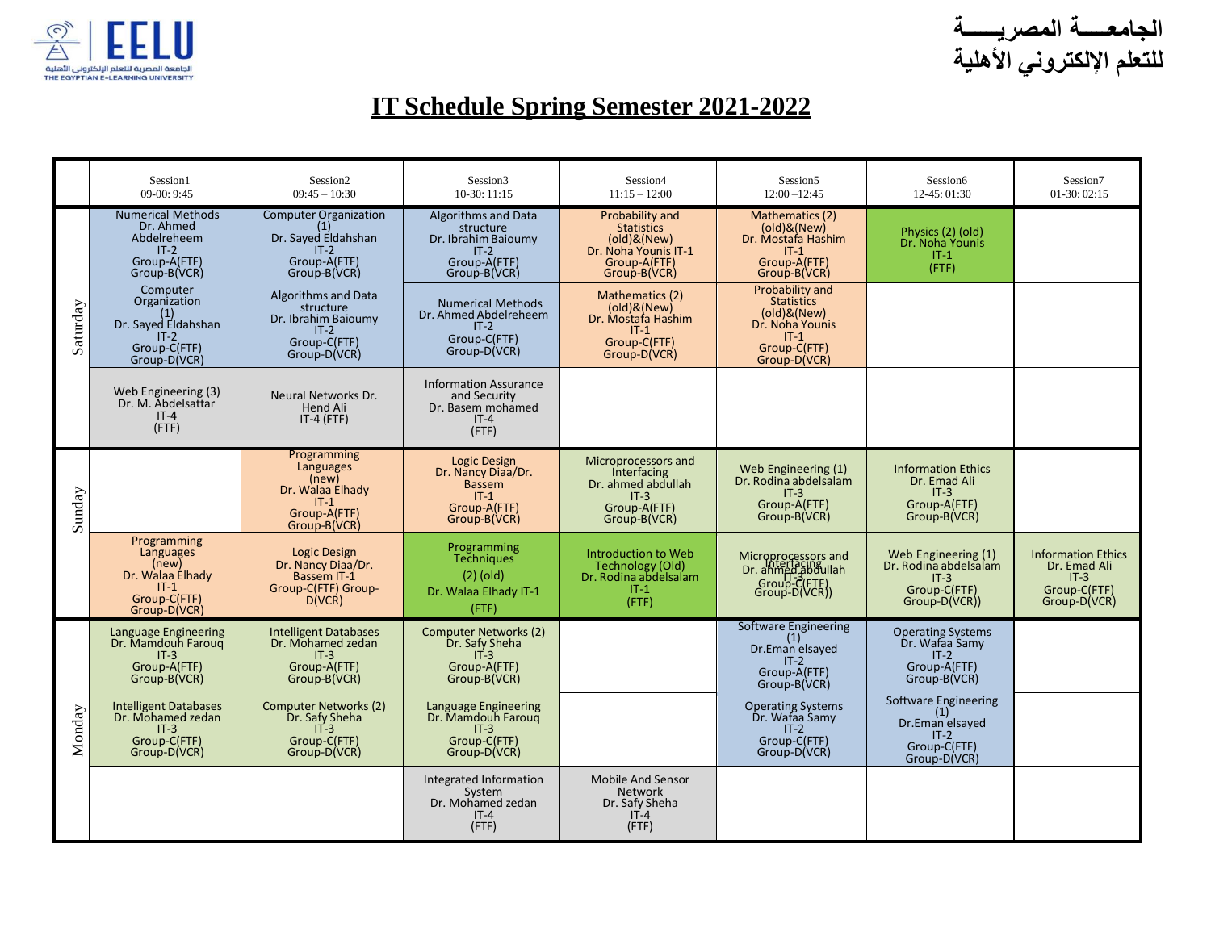الجامعـــــة المصريـــــة
للتعلم الإلكتروني الأهلية

# IT Schedule Spring Semester 2021-2022

| | Session1 09-00: 9:45 | Session2 09:45 – 10:30 | Session3 10-30: 11:15 | Session4 11:15 – 12:00 | Session5 12:00 –12:45 | Session6 12-45: 01:30 | Session7 01-30: 02:15 |
|---|---|---|---|---|---|---|---|
| Saturday | Numerical Methods Dr. Ahmed Abdelreheem IT-2 Group-A(FTF) Group-B(VCR) | Computer Organization (1) Dr. Sayed Eldahshan IT-2 Group-A(FTF) Group-B(VCR) | Algorithms and Data structure Dr. Ibrahim Baioumy IT-2 Group-A(FTF) Group-B(VCR) | Probability and Statistics (old)&(New) Dr. Noha Younis IT-1 Group-A(FTF) Group-B(VCR) | Mathematics (2) (old)&(New) Dr. Mostafa Hashim IT-1 Group-A(FTF) Group-B(VCR) | Physics (2) (old) Dr. Noha Younis IT-1 (FTF) | |
| | Computer Organization (1) Dr. Sayed Eldahshan IT-2 Group-C(FTF) Group-D(VCR) | Algorithms and Data structure Dr. Ibrahim Baioumy IT-2 Group-C(FTF) Group-D(VCR) | Numerical Methods Dr. Ahmed Abdelreheem IT-2 Group-C(FTF) Group-D(VCR) | Mathematics (2) (old)&(New) Dr. Mostafa Hashim IT-1 Group-C(FTF) Group-D(VCR) | Probability and Statistics (old)&(New) Dr. Noha Younis IT-1 Group-C(FTF) Group-D(VCR) | | |
| | Web Engineering (3) Dr. M. Abdelsattar IT-4 (FTF) | Neural Networks Dr. Hend Ali IT-4 (FTF) | Information Assurance and Security Dr. Basem mohamed IT-4 (FTF) | | | | |
| Sunday | | Programming Languages (new) Dr. Walaa Elhady IT-1 Group-A(FTF) Group-B(VCR) | Logic Design Dr. Nancy Diaa/Dr. Bassem IT-1 Group-A(FTF) Group-B(VCR) | Microprocessors and Interfacing Dr. ahmed abdullah IT-3 Group-A(FTF) Group-B(VCR) | Web Engineering (1) Dr. Rodina abdelsalam IT-3 Group-A(FTF) Group-B(VCR) | Information Ethics Dr. Emad Ali IT-3 Group-A(FTF) Group-B(VCR) | |
| | Programming Languages (new) Dr. Walaa Elhady IT-1 Group-C(FTF) Group-D(VCR) | Logic Design Dr. Nancy Diaa/Dr. Bassem IT-1 Group-C(FTF) Group-D(VCR) | Programming Techniques (2) (old) Dr. Walaa Elhady IT-1 (FTF) | Introduction to Web Technology (Old) Dr. Rodina abdelsalam IT-1 (FTF) | Microprocessors and Interfacing Dr. ahmed abdullah IT-3 Group-C(FTF) Group-D(VCR)) | Web Engineering (1) Dr. Rodina abdelsalam IT-3 Group-C(FTF) Group-D(VCR)) | Information Ethics Dr. Emad Ali IT-3 Group-C(FTF) Group-D(VCR) |
| Monday | Language Engineering Dr. Mamdouh Farouq IT-3 Group-A(FTF) Group-B(VCR) | Intelligent Databases Dr. Mohamed zedan IT-3 Group-A(FTF) Group-B(VCR) | Computer Networks (2) Dr. Safy Sheha IT-3 Group-A(FTF) Group-B(VCR) | | Software Engineering (1) Dr.Eman elsayed IT-2 Group-A(FTF) Group-B(VCR) | Operating Systems Dr. Wafaa Samy IT-2 Group-A(FTF) Group-B(VCR) | |
| | Intelligent Databases Dr. Mohamed zedan IT-3 Group-C(FTF) Group-D(VCR) | Computer Networks (2) Dr. Safy Sheha IT-3 Group-C(FTF) Group-D(VCR) | Language Engineering Dr. Mamdouh Farouq IT-3 Group-C(FTF) Group-D(VCR) | | Operating Systems Dr. Wafaa Samy IT-2 Group-C(FTF) Group-D(VCR) | Software Engineering (1) Dr.Eman elsayed IT-2 Group-C(FTF) Group-D(VCR) | |
| | | | Integrated Information System Dr. Mohamed zedan IT-4 (FTF) | Mobile And Sensor Network Dr. Safy Sheha IT-4 (FTF) | | | |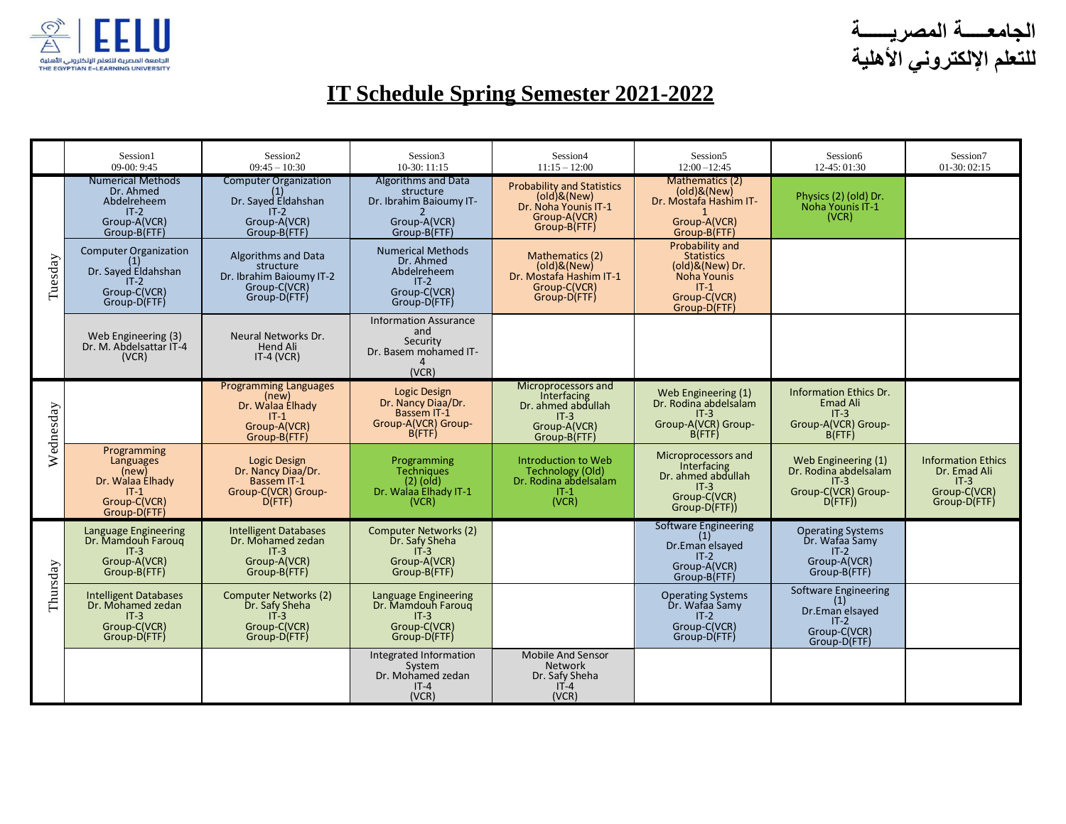الجامعـــة المصريـــة
للتعلم الإلكتروني الأهلية

# IT Schedule Spring Semester 2021-2022

| | Session1 09-00: 9:45 | Session2 09:45 – 10:30 | Session3 10-30: 11:15 | Session4 11:15 – 12:00 | Session5 12:00 – 12:45 | Session6 12-45: 01:30 | Session7 01-30: 02:15 |
|---|---|---|---|---|---|---|---|
| Tuesday | Numerical Methods Dr. Ahmed Abdelreheem IT-2 Group-A(VCR) Group-B(FTF) | Computer Organization (1) Dr. Sayed Eldahshan IT-2 Group-A(VCR) Group-B(FTF) | Algorithms and Data structure Dr. Ibrahim Baioumy IT-2 Group-A(VCR) Group-B(FTF) | Probability and Statistics (old)&(New) Dr. Noha Younis IT-1 Group-A(VCR) Group-B(FTF) | Mathematics (2) (old)&(New) Dr. Mostafa Hashim IT-1 Group-A(VCR) Group-B(FTF) | Physics (2) (old) Dr. Noha Younis IT-1 (VCR) | |
| Tuesday | Computer Organization (1) Dr. Sayed Eldahshan IT-2 Group-C(VCR) Group-D(FTF) | Algorithms and Data structure Dr. Ibrahim Baioumy IT-2 Group-C(VCR) Group-D(FTF) | Numerical Methods Dr. Ahmed Abdelreheem IT-2 Group-C(VCR) Group-D(FTF) | Mathematics (2) (old)&(New) Dr. Mostafa Hashim IT-1 Group-C(VCR) Group-D(FTF) | Probability and Statistics (old)&(New) Dr. Noha Younis IT-1 Group-C(VCR) Group-D(FTF) | | |
| Tuesday | Web Engineering (3) Dr. M. Abdelsattar IT-4 (VCR) | Neural Networks Dr. Hend Ali IT-4 (VCR) | Information Assurance and Security Dr. Basem mohamed IT-4 (VCR) | | | | |
| Wednesday | | Programming Languages (new) Dr. Walaa Elhady IT-1 Group-A(VCR) Group-B(FTF) | Logic Design Dr. Nancy Diaa/Dr. Bassem IT-1 Group-A(VCR) Group-B(FTF) | Microprocessors and Interfacing Dr. ahmed abdullah IT-3 Group-A(VCR) Group-B(FTF) | Web Engineering (1) Dr. Rodina abdelsalam IT-3 Group-A(VCR) Group-B(FTF) | Information Ethics Dr. Emad Ali IT-3 Group-A(VCR) Group-B(FTF) | |
| Wednesday | Programming Languages (new) Dr. Walaa Elhady IT-1 Group-C(VCR) Group-D(FTF) | Logic Design Dr. Nancy Diaa/Dr. Bassem IT-1 Group-C(VCR) Group-D(FTF) | Programming Techniques (2) (old) Dr. Walaa Elhady IT-1 (VCR) | Introduction to Web Technology (Old) Dr. Rodina abdelsalam IT-1 (VCR) | Microprocessors and Interfacing Dr. ahmed abdullah IT-3 Group-C(VCR) Group-D(FTF)) | Web Engineering (1) Dr. Rodina abdelsalam IT-3 Group-C(VCR) Group-D(FTF)) | Information Ethics Dr. Emad Ali IT-3 Group-C(VCR) Group-D(FTF) |
| Thursday | Language Engineering Dr. Mamdouh Farouq IT-3 Group-A(VCR) Group-B(FTF) | Intelligent Databases Dr. Mohamed zedan IT-3 Group-A(VCR) Group-B(FTF) | Computer Networks (2) Dr. Safy Sheha IT-3 Group-A(VCR) Group-B(FTF) | | Software Engineering (1) Dr.Eman elsayed IT-2 Group-A(VCR) Group-B(FTF) | Operating Systems Dr. Wafaa Samy IT-2 Group-A(VCR) Group-B(FTF) | |
| Thursday | Intelligent Databases Dr. Mohamed zedan IT-3 Group-C(VCR) Group-D(FTF) | Computer Networks (2) Dr. Safy Sheha IT-3 Group-C(VCR) Group-D(FTF) | Language Engineering Dr. Mamdouh Farouq IT-3 Group-C(VCR) Group-D(FTF) | | Operating Systems Dr. Wafaa Samy IT-2 Group-C(VCR) Group-D(FTF) | Software Engineering (1) Dr.Eman elsayed IT-2 Group-C(VCR) Group-D(FTF) | |
| Thursday | | | Integrated Information System Dr. Mohamed zedan IT-4 (VCR) | Mobile And Sensor Network Dr. Safy Sheha IT-4 (VCR) | | | |